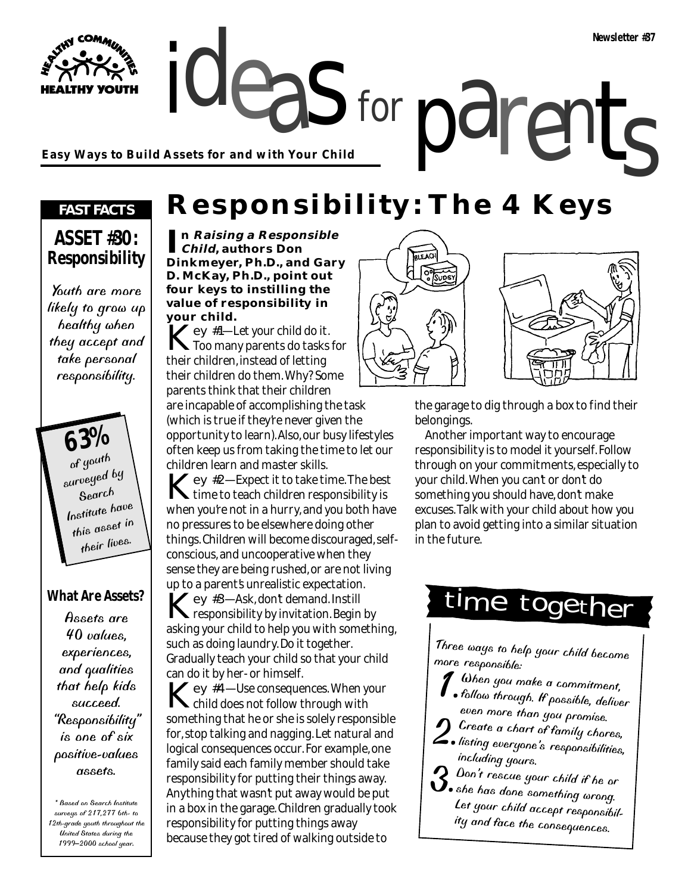Newsletter #37

# ideas for parents

**Easy Ways to Build Assets for and with Your Child**

## FAST FACTS

### ASSET #30: Responsibility

Youth are more likely to grow up healthy when they accept and take personal responsibility.

**63%** of youth surveyed by Search Institute have this asset in their lives.

### What Are Assets?

Assets are 40 values, experiences, and qualities that help kids succeed. "Responsibility" is one of six positive-values assets.

\* Based on Search Institute surveys of 217,277 6th- to 12th-grade youth throughout the United States during the 1999–2000 school year.

# Responsibility: The 4 Keys

**In *Raising a Responsible Child*, authors Don Dinkmeyer, Ph.D., and Gary D. McKay, Ph.D., point out four keys to instilling the value of responsibility in your child.**

Key #1—Let your child do it. Too many parents do tasks for their children, instead of letting their children do them. Why? Some parents think that their children are incapable of accomplishing the task (which is true if they're never given the opportunity to learn). Also, our busy lifestyles often keep us from taking the time to let our children learn and master skills.

Key #2—Expect it to take time. The best time to teach children responsibility is when you're not in a hurry, and you both have no pressures to be elsewhere doing other things. Children will become discouraged, self-conscious, and uncooperative when they sense they are being rushed, or are not living up to a parent's unrealistic expectation.

Key #3—Ask, don't demand. Instill responsibility by invitation. Begin by asking your child to help you with something, such as doing laundry. Do it together. Gradually teach your child so that your child can do it by her- or himself.

Key #4—Use consequences. When your child does not follow through with something that he or she is solely responsible for, stop talking and nagging. Let natural and logical consequences occur. For example, one family said each family member should take responsibility for putting their things away. Anything that wasn't put away would be put in a box in the garage. Children gradually took responsibility for putting things away because they got tired of walking outside to the garage to dig through a box to find their belongings.

Another important way to encourage responsibility is to model it yourself. Follow through on your commitments, especially to your child. When you can't or don't do something you should have, don't make excuses. Talk with your child about how you plan to avoid getting into a similar situation in the future.

## time together

Three ways to help your child become more responsible:

1. When you make a commitment, follow through. If possible, deliver even more than you promise.
2. Create a chart of family chores, listing everyone's responsibilities, including yours.
3. Don't rescue your child if he or she has done something wrong. Let your child accept responsibility and face the consequences.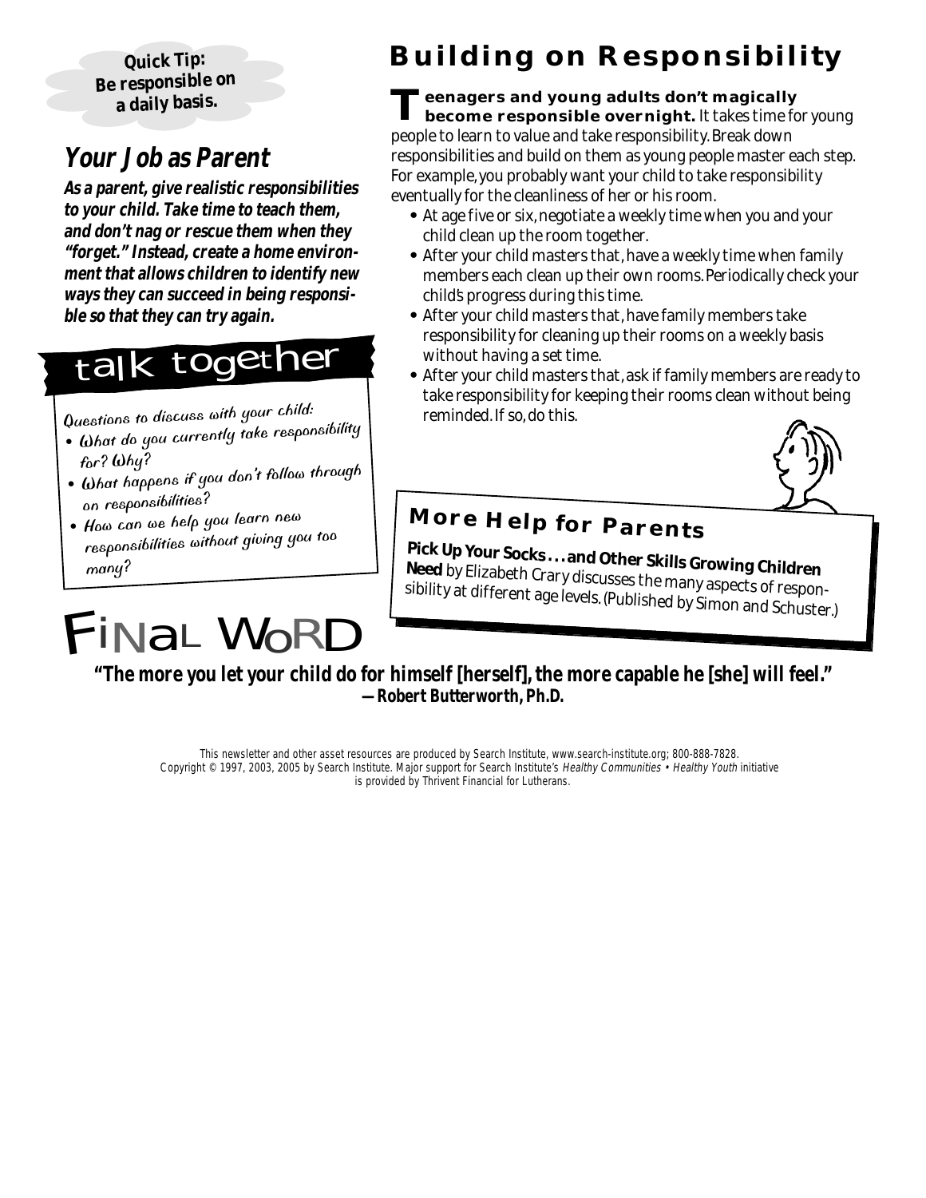**Quick Tip: Be responsible on a daily basis.**

## Your Job as Parent

***As a parent, give realistic responsibilities to your child. Take time to teach them, and don't nag or rescue them when they "forget." Instead, create a home environment that allows children to identify new ways they can succeed in being responsible so that they can try again.***

## talk together

Questions to discuss with your child:

- What do you currently take responsibility for? Why?
- What happens if you don't follow through on responsibilities?
- How can we help you learn new responsibilities without giving you too many?

## Building on Responsibility

**Teenagers and young adults don't magically become responsible overnight.** It takes time for young people to learn to value and take responsibility. Break down responsibilities and build on them as young people master each step. For example, you probably want your child to take responsibility eventually for the cleanliness of her or his room.

- At age five or six, negotiate a weekly time when you and your child clean up the room together.
- After your child masters that, have a weekly time when family members each clean up their own rooms. Periodically check your child's progress during this time.
- After your child masters that, have family members take responsibility for cleaning up their rooms on a weekly basis without having a set time.
- After your child masters that, ask if family members are ready to take responsibility for keeping their rooms clean without being reminded. If so, do this.

### More Help for Parents

**Pick Up Your Socks . . . and Other Skills Growing Children Need** by Elizabeth Crary discusses the many aspects of responsibility at different age levels. (Published by Simon and Schuster.)

## Final Word

**"The more you let your child do for himself [herself], the more capable he [she] will feel."**
**—Robert Butterworth, Ph.D.**

This newsletter and other asset resources are produced by Search Institute, www.search-institute.org; 800-888-7828. Copyright © 1997, 2003, 2005 by Search Institute. Major support for Search Institute's *Healthy Communities • Healthy Youth* initiative is provided by Thrivent Financial for Lutherans.